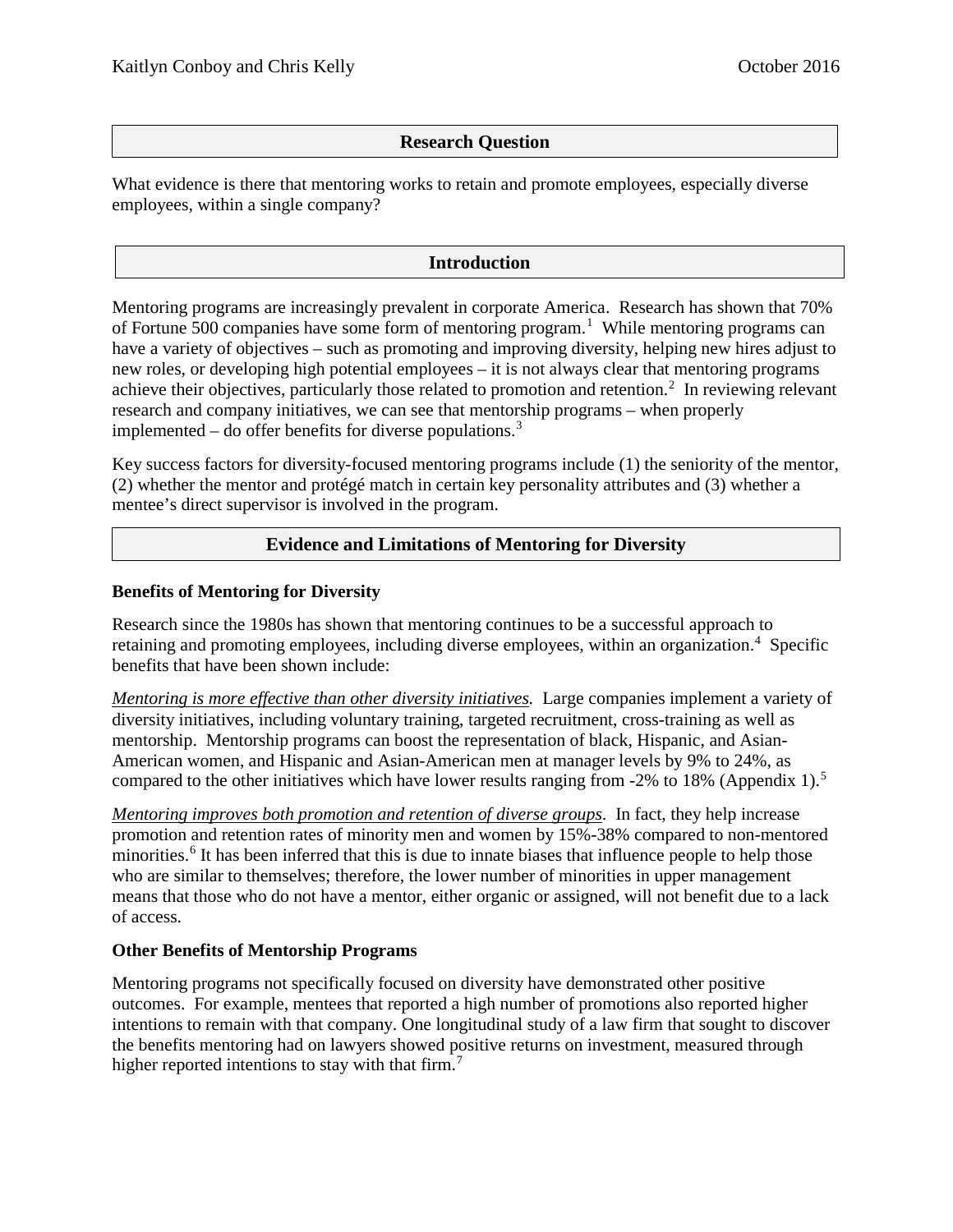Kaitlyn Conboy and Chris Kelly October 2016

## Research Question

What evidence is there that mentoring works to retain and promote employees, especially diverse employees, within a single company?

## Introduction

Mentoring programs are increasingly prevalent in corporate America. Research has shown that 70% of Fortune 500 companies have some form of mentoring program.[1] While mentoring programs can have a variety of objectives – such as promoting and improving diversity, helping new hires adjust to new roles, or developing high potential employees – it is not always clear that mentoring programs achieve their objectives, particularly those related to promotion and retention.[2] In reviewing relevant research and company initiatives, we can see that mentorship programs – when properly implemented – do offer benefits for diverse populations.[3]

Key success factors for diversity-focused mentoring programs include (1) the seniority of the mentor, (2) whether the mentor and protégé match in certain key personality attributes and (3) whether a mentee's direct supervisor is involved in the program.

## Evidence and Limitations of Mentoring for Diversity

### Benefits of Mentoring for Diversity

Research since the 1980s has shown that mentoring continues to be a successful approach to retaining and promoting employees, including diverse employees, within an organization.[4] Specific benefits that have been shown include:

*Mentoring is more effective than other diversity initiatives.* Large companies implement a variety of diversity initiatives, including voluntary training, targeted recruitment, cross-training as well as mentorship. Mentorship programs can boost the representation of black, Hispanic, and Asian-American women, and Hispanic and Asian-American men at manager levels by 9% to 24%, as compared to the other initiatives which have lower results ranging from -2% to 18% (Appendix 1).[5]

*Mentoring improves both promotion and retention of diverse groups.* In fact, they help increase promotion and retention rates of minority men and women by 15%-38% compared to non-mentored minorities.[6] It has been inferred that this is due to innate biases that influence people to help those who are similar to themselves; therefore, the lower number of minorities in upper management means that those who do not have a mentor, either organic or assigned, will not benefit due to a lack of access.

### Other Benefits of Mentorship Programs

Mentoring programs not specifically focused on diversity have demonstrated other positive outcomes. For example, mentees that reported a high number of promotions also reported higher intentions to remain with that company. One longitudinal study of a law firm that sought to discover the benefits mentoring had on lawyers showed positive returns on investment, measured through higher reported intentions to stay with that firm.[7]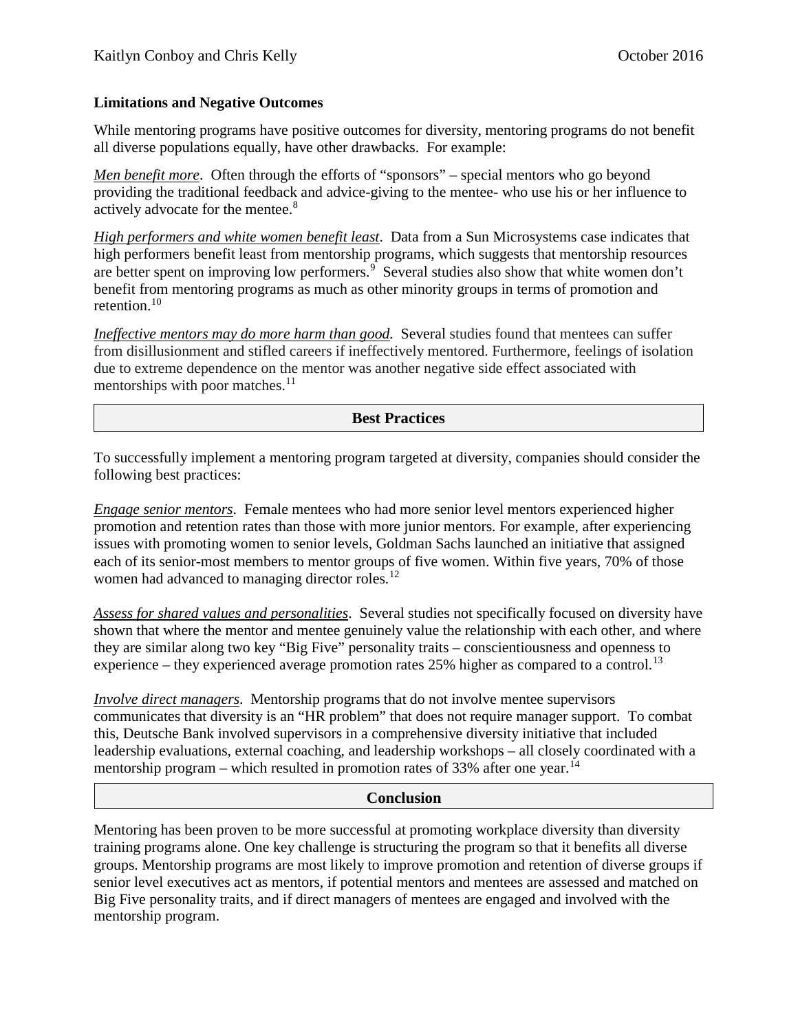**Limitations and Negative Outcomes**

While mentoring programs have positive outcomes for diversity, mentoring programs do not benefit all diverse populations equally, have other drawbacks. For example:

*Men benefit more*. Often through the efforts of "sponsors" – special mentors who go beyond providing the traditional feedback and advice-giving to the mentee- who use his or her influence to actively advocate for the mentee.[8]

*High performers and white women benefit least*. Data from a Sun Microsystems case indicates that high performers benefit least from mentorship programs, which suggests that mentorship resources are better spent on improving low performers.[9] Several studies also show that white women don't benefit from mentoring programs as much as other minority groups in terms of promotion and retention.[10]

*Ineffective mentors may do more harm than good.* Several studies found that mentees can suffer from disillusionment and stifled careers if ineffectively mentored. Furthermore, feelings of isolation due to extreme dependence on the mentor was another negative side effect associated with mentorships with poor matches.[11]

## Best Practices

To successfully implement a mentoring program targeted at diversity, companies should consider the following best practices:

*Engage senior mentors*. Female mentees who had more senior level mentors experienced higher promotion and retention rates than those with more junior mentors. For example, after experiencing issues with promoting women to senior levels, Goldman Sachs launched an initiative that assigned each of its senior-most members to mentor groups of five women. Within five years, 70% of those women had advanced to managing director roles.[12]

*Assess for shared values and personalities*. Several studies not specifically focused on diversity have shown that where the mentor and mentee genuinely value the relationship with each other, and where they are similar along two key "Big Five" personality traits – conscientiousness and openness to experience – they experienced average promotion rates 25% higher as compared to a control.[13]

*Involve direct managers*. Mentorship programs that do not involve mentee supervisors communicates that diversity is an "HR problem" that does not require manager support. To combat this, Deutsche Bank involved supervisors in a comprehensive diversity initiative that included leadership evaluations, external coaching, and leadership workshops – all closely coordinated with a mentorship program – which resulted in promotion rates of 33% after one year.[14]

## Conclusion

Mentoring has been proven to be more successful at promoting workplace diversity than diversity training programs alone. One key challenge is structuring the program so that it benefits all diverse groups. Mentorship programs are most likely to improve promotion and retention of diverse groups if senior level executives act as mentors, if potential mentors and mentees are assessed and matched on Big Five personality traits, and if direct managers of mentees are engaged and involved with the mentorship program.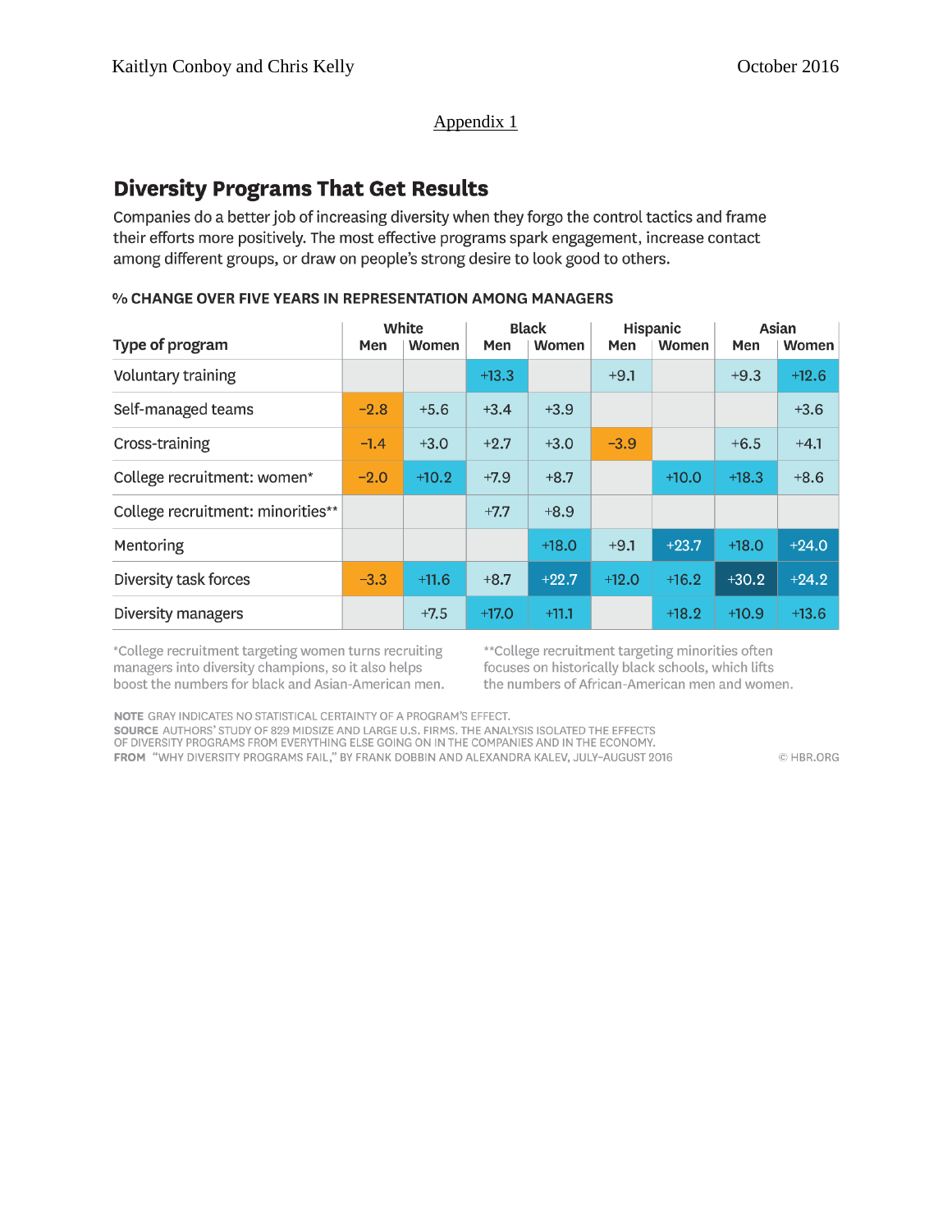Appendix 1

## Diversity Programs That Get Results

Companies do a better job of increasing diversity when they forgo the control tactics and frame their efforts more positively. The most effective programs spark engagement, increase contact among different groups, or draw on people's strong desire to look good to others.

**% CHANGE OVER FIVE YEARS IN REPRESENTATION AMONG MANAGERS**

| Type of program | White | | Black | | Hispanic | | Asian | |
|---|---|---|---|---|---|---|---|---|
| | Men | Women | Men | Women | Men | Women | Men | Women |
| Voluntary training | | | +13.3 | | +9.1 | | +9.3 | +12.6 |
| Self-managed teams | -2.8 | +5.6 | +3.4 | +3.9 | | | | +3.6 |
| Cross-training | -1.4 | +3.0 | +2.7 | +3.0 | -3.9 | | +6.5 | +4.1 |
| College recruitment: women* | -2.0 | +10.2 | +7.9 | +8.7 | | +10.0 | +18.3 | +8.6 |
| College recruitment: minorities** | | | +7.7 | +8.9 | | | | |
| Mentoring | | | | +18.0 | +9.1 | +23.7 | +18.0 | +24.0 |
| Diversity task forces | -3.3 | +11.6 | +8.7 | +22.7 | +12.0 | +16.2 | +30.2 | +24.2 |
| Diversity managers | | +7.5 | +17.0 | +11.1 | | +18.2 | +10.9 | +13.6 |

*College recruitment targeting women turns recruiting managers into diversity champions, so it also helps boost the numbers for black and Asian-American men.

**College recruitment targeting minorities often focuses on historically black schools, which lifts the numbers of African-American men and women.

**NOTE** GRAY INDICATES NO STATISTICAL CERTAINTY OF A PROGRAM'S EFFECT.
**SOURCE** AUTHORS' STUDY OF 829 MIDSIZE AND LARGE U.S. FIRMS. THE ANALYSIS ISOLATED THE EFFECTS OF DIVERSITY PROGRAMS FROM EVERYTHING ELSE GOING ON IN THE COMPANIES AND IN THE ECONOMY.
**FROM** "WHY DIVERSITY PROGRAMS FAIL," BY FRANK DOBBIN AND ALEXANDRA KALEV, JULY–AUGUST 2016

© HBR.ORG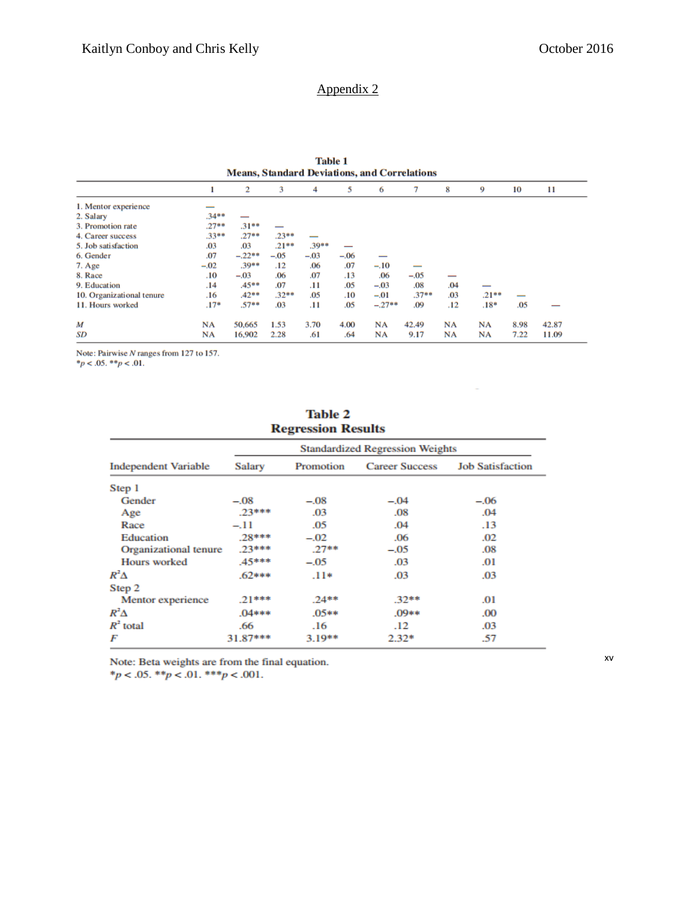## Appendix 2

**Table 1**
**Means, Standard Deviations, and Correlations**

| | 1 | 2 | 3 | 4 | 5 | 6 | 7 | 8 | 9 | 10 | 11 |
|---|---|---|---|---|---|---|---|---|---|---|---|
| 1. Mentor experience | — | | | | | | | | | | |
| 2. Salary | .34** | — | | | | | | | | | |
| 3. Promotion rate | .27** | .31** | — | | | | | | | | |
| 4. Career success | .33** | .27** | .23** | — | | | | | | | |
| 5. Job satisfaction | .03 | .03 | .21** | .39** | — | | | | | | |
| 6. Gender | .07 | −.22** | −.05 | −.03 | −.06 | — | | | | | |
| 7. Age | −.02 | .39** | .12 | .06 | .07 | −.10 | — | | | | |
| 8. Race | .10 | −.03 | .06 | .07 | .13 | .06 | −.05 | — | | | |
| 9. Education | .14 | .45** | .07 | .11 | .05 | −.03 | .08 | .04 | — | | |
| 10. Organizational tenure | .16 | .42** | .32** | .05 | .10 | −.01 | .37** | .03 | .21** | — | |
| 11. Hours worked | .17* | .57** | .03 | .11 | .05 | −.27** | .09 | .12 | .18* | .05 | — |
| *M* | NA | 50,665 | 1.53 | 3.70 | 4.00 | NA | 42.49 | NA | NA | 8.98 | 42.87 |
| *SD* | NA | 16,902 | 2.28 | .61 | .64 | NA | 9.17 | NA | NA | 7.22 | 11.09 |

Note: Pairwise *N* ranges from 127 to 157.
*$p < .05$. **$p < .01$.

**Table 2**
**Regression Results**

| | Standardized Regression Weights | | | |
|---|---|---|---|---|
| Independent Variable | Salary | Promotion | Career Success | Job Satisfaction |
| Step 1 | | | | |
| Gender | −.08 | −.08 | −.04 | −.06 |
| Age | .23*** | .03 | .08 | .04 |
| Race | −.11 | .05 | .04 | .13 |
| Education | .28*** | −.02 | .06 | .02 |
| Organizational tenure | .23*** | .27** | −.05 | .08 |
| Hours worked | .45*** | −.05 | .03 | .01 |
| $R^2\Delta$ | .62*** | .11* | .03 | .03 |
| Step 2 | | | | |
| Mentor experience | .21*** | .24** | .32** | .01 |
| $R^2\Delta$ | .04*** | .05** | .09** | .00 |
| $R^2$ total | .66 | .16 | .12 | .03 |
| *F* | 31.87*** | 3.19** | 2.32* | .57 |

Note: Beta weights are from the final equation.
*$p < .05$. **$p < .01$. ***$p < .001$.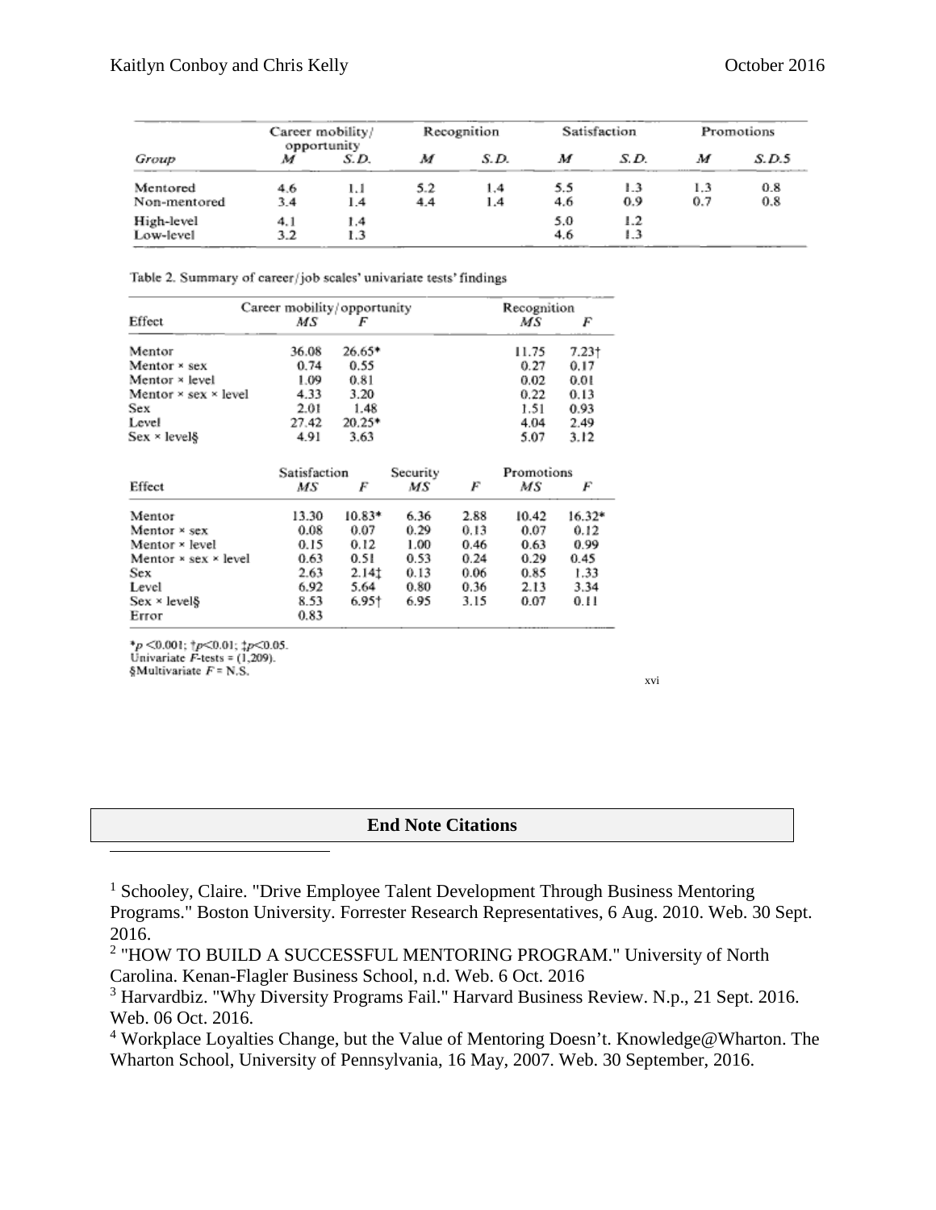| Group | Career mobility/ opportunity | | Recognition | | Satisfaction | | Promotions | |
|---|---|---|---|---|---|---|---|---|
| | *M* | *S.D.* | *M* | *S.D.* | *M* | *S.D.* | *M* | *S.D.5* |
| Mentored | 4.6 | 1.1 | 5.2 | 1.4 | 5.5 | 1.3 | 1.3 | 0.8 |
| Non-mentored | 3.4 | 1.4 | 4.4 | 1.4 | 4.6 | 0.9 | 0.7 | 0.8 |
| High-level | 4.1 | 1.4 | | | 5.0 | 1.2 | | |
| Low-level | 3.2 | 1.3 | | | 4.6 | 1.3 | | |

Table 2. Summary of career/job scales' univariate tests' findings

| Effect | Career mobility/opportunity | | Recognition | |
|---|---|---|---|---|
| | *MS* | *F* | *MS* | *F* |
| Mentor | 36.08 | 26.65* | 11.75 | 7.23† |
| Mentor × sex | 0.74 | 0.55 | 0.27 | 0.17 |
| Mentor × level | 1.09 | 0.81 | 0.02 | 0.01 |
| Mentor × sex × level | 4.33 | 3.20 | 0.22 | 0.13 |
| Sex | 2.01 | 1.48 | 1.51 | 0.93 |
| Level | 27.42 | 20.25* | 4.04 | 2.49 |
| Sex × level§ | 4.91 | 3.63 | 5.07 | 3.12 |

| Effect | Satisfaction | | Security | | Promotions | |
|---|---|---|---|---|---|---|
| | *MS* | *F* | *MS* | *F* | *MS* | *F* |
| Mentor | 13.30 | 10.83* | 6.36 | 2.88 | 10.42 | 16.32* |
| Mentor × sex | 0.08 | 0.07 | 0.29 | 0.13 | 0.07 | 0.12 |
| Mentor × level | 0.15 | 0.12 | 1.00 | 0.46 | 0.63 | 0.99 |
| Mentor × sex × level | 0.63 | 0.51 | 0.53 | 0.24 | 0.29 | 0.45 |
| Sex | 2.63 | 2.14‡ | 0.13 | 0.06 | 0.85 | 1.33 |
| Level | 6.92 | 5.64 | 0.80 | 0.36 | 2.13 | 3.34 |
| Sex × level§ | 8.53 | 6.95† | 6.95 | 3.15 | 0.07 | 0.11 |
| Error | 0.83 | | | | | |

*$p < 0.001$; †$p < 0.01$; ‡$p < 0.05$.
Univariate $F$-tests = (1,209).
§Multivariate $F$ = N.S.

xvi

**End Note Citations**

[1] Schooley, Claire. "Drive Employee Talent Development Through Business Mentoring Programs." Boston University. Forrester Research Representatives, 6 Aug. 2010. Web. 30 Sept. 2016.

[2] "HOW TO BUILD A SUCCESSFUL MENTORING PROGRAM." University of North Carolina. Kenan-Flagler Business School, n.d. Web. 6 Oct. 2016

[3] Harvardbiz. "Why Diversity Programs Fail." Harvard Business Review. N.p., 21 Sept. 2016. Web. 06 Oct. 2016.

[4] Workplace Loyalties Change, but the Value of Mentoring Doesn't. Knowledge@Wharton. The Wharton School, University of Pennsylvania, 16 May, 2007. Web. 30 September, 2016.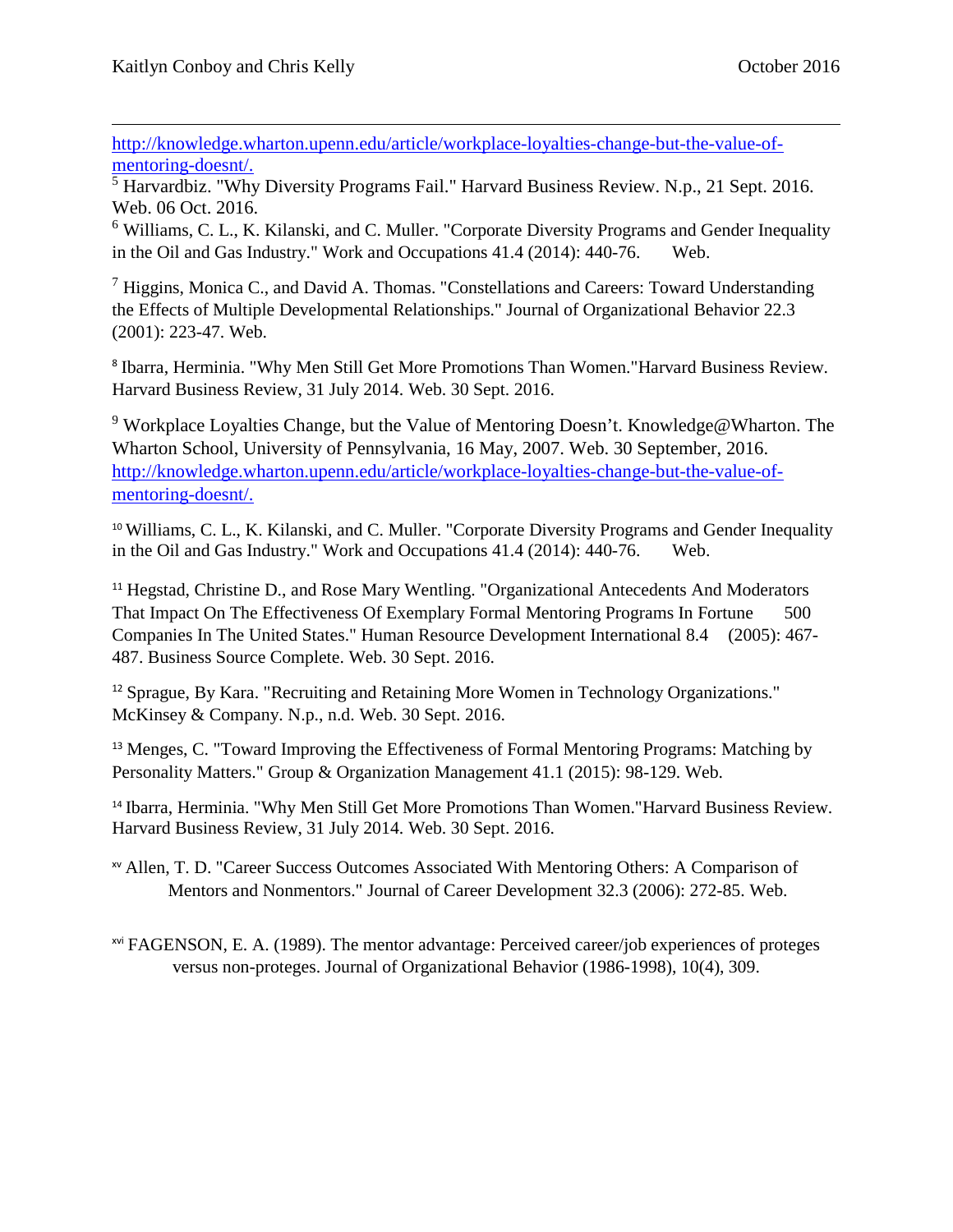http://knowledge.wharton.upenn.edu/article/workplace-loyalties-change-but-the-value-of-mentoring-doesnt/.

[5] Harvardbiz. "Why Diversity Programs Fail." Harvard Business Review. N.p., 21 Sept. 2016. Web. 06 Oct. 2016.

[6] Williams, C. L., K. Kilanski, and C. Muller. "Corporate Diversity Programs and Gender Inequality in the Oil and Gas Industry." Work and Occupations 41.4 (2014): 440-76. Web.

[7] Higgins, Monica C., and David A. Thomas. "Constellations and Careers: Toward Understanding the Effects of Multiple Developmental Relationships." Journal of Organizational Behavior 22.3 (2001): 223-47. Web.

[8] Ibarra, Herminia. "Why Men Still Get More Promotions Than Women."Harvard Business Review. Harvard Business Review, 31 July 2014. Web. 30 Sept. 2016.

[9] Workplace Loyalties Change, but the Value of Mentoring Doesn't. Knowledge@Wharton. The Wharton School, University of Pennsylvania, 16 May, 2007. Web. 30 September, 2016. http://knowledge.wharton.upenn.edu/article/workplace-loyalties-change-but-the-value-of-mentoring-doesnt/.

[10] Williams, C. L., K. Kilanski, and C. Muller. "Corporate Diversity Programs and Gender Inequality in the Oil and Gas Industry." Work and Occupations 41.4 (2014): 440-76. Web.

[11] Hegstad, Christine D., and Rose Mary Wentling. "Organizational Antecedents And Moderators That Impact On The Effectiveness Of Exemplary Formal Mentoring Programs In Fortune 500 Companies In The United States." Human Resource Development International 8.4 (2005): 467-487. Business Source Complete. Web. 30 Sept. 2016.

[12] Sprague, By Kara. "Recruiting and Retaining More Women in Technology Organizations." McKinsey & Company. N.p., n.d. Web. 30 Sept. 2016.

[13] Menges, C. "Toward Improving the Effectiveness of Formal Mentoring Programs: Matching by Personality Matters." Group & Organization Management 41.1 (2015): 98-129. Web.

[14] Ibarra, Herminia. "Why Men Still Get More Promotions Than Women."Harvard Business Review. Harvard Business Review, 31 July 2014. Web. 30 Sept. 2016.

[xv] Allen, T. D. "Career Success Outcomes Associated With Mentoring Others: A Comparison of Mentors and Nonmentors." Journal of Career Development 32.3 (2006): 272-85. Web.

[xvi] FAGENSON, E. A. (1989). The mentor advantage: Perceived career/job experiences of proteges versus non-proteges. Journal of Organizational Behavior (1986-1998), 10(4), 309.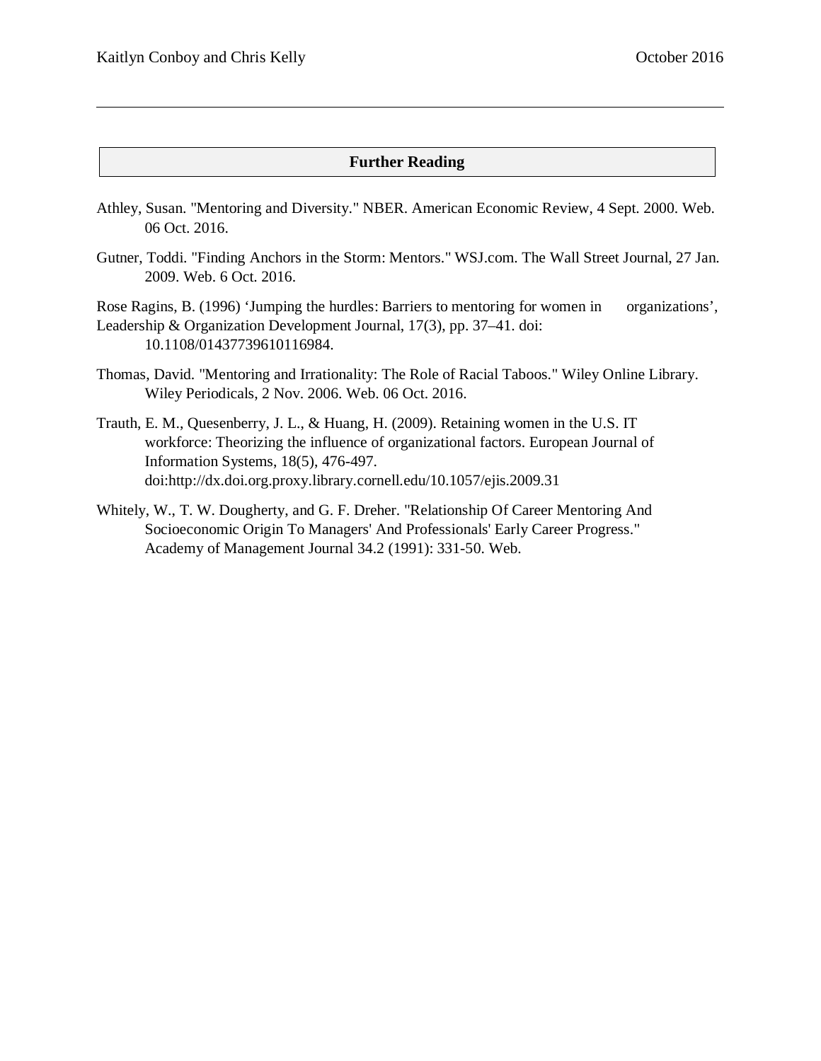## Further Reading

Athley, Susan. "Mentoring and Diversity." NBER. American Economic Review, 4 Sept. 2000. Web. 06 Oct. 2016.

Gutner, Toddi. "Finding Anchors in the Storm: Mentors." WSJ.com. The Wall Street Journal, 27 Jan. 2009. Web. 6 Oct. 2016.

Rose Ragins, B. (1996) 'Jumping the hurdles: Barriers to mentoring for women in organizations', Leadership & Organization Development Journal, 17(3), pp. 37–41. doi: 10.1108/01437739610116984.

Thomas, David. "Mentoring and Irrationality: The Role of Racial Taboos." Wiley Online Library. Wiley Periodicals, 2 Nov. 2006. Web. 06 Oct. 2016.

Trauth, E. M., Quesenberry, J. L., & Huang, H. (2009). Retaining women in the U.S. IT workforce: Theorizing the influence of organizational factors. European Journal of Information Systems, 18(5), 476-497. doi:http://dx.doi.org.proxy.library.cornell.edu/10.1057/ejis.2009.31

Whitely, W., T. W. Dougherty, and G. F. Dreher. "Relationship Of Career Mentoring And Socioeconomic Origin To Managers' And Professionals' Early Career Progress." Academy of Management Journal 34.2 (1991): 331-50. Web.